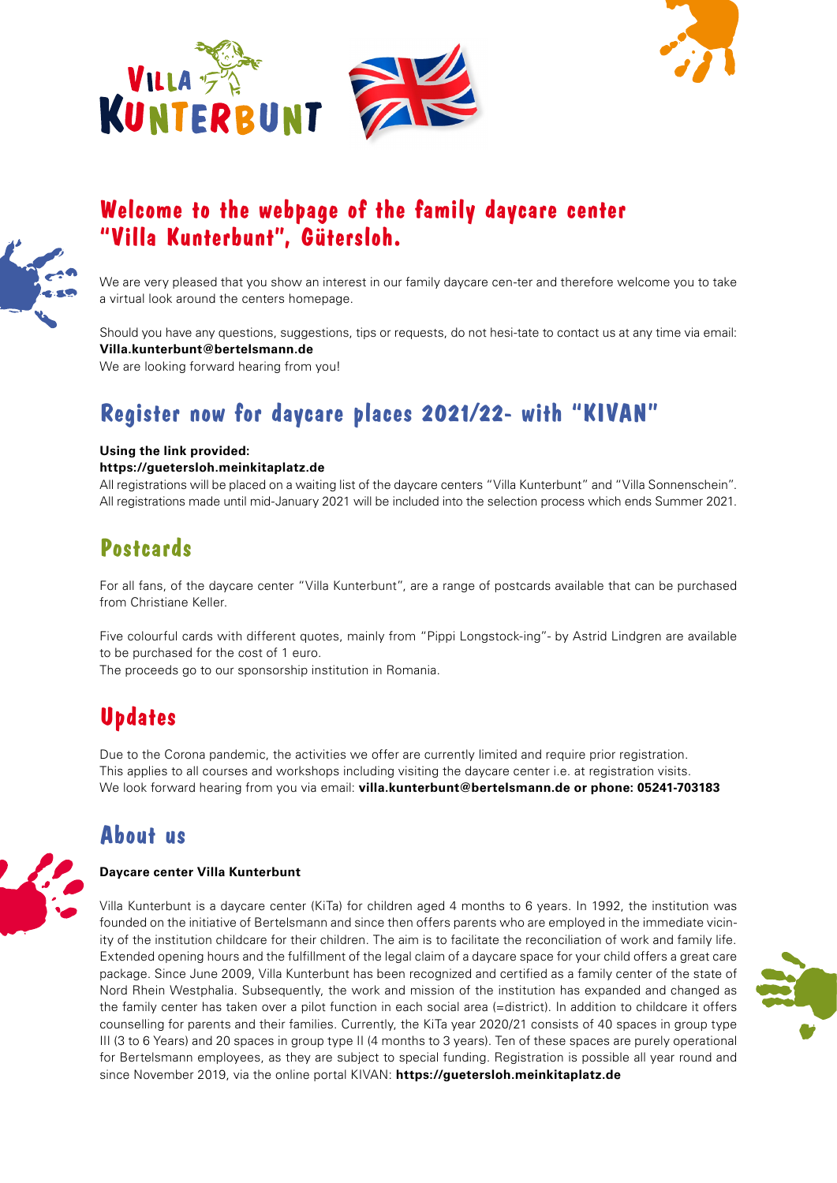# Welcome to the webpage of the family daycare center "Villa Kunterbunt", Gütersloh.

We are very pleased that you show an interest in our family daycare cen-ter and therefore welcome you to take a virtual look around the centers homepage.

Should you have any questions, suggestions, tips or requests, do not hesi-tate to contact us at any time via email:
**Villa.kunterbunt@bertelsmann.de**
We are looking forward hearing from you!

## Register now for daycare places 2021/22- with "KIVAN"

**Using the link provided:**
**https://guetersloh.meinkitaplatz.de**
All registrations will be placed on a waiting list of the daycare centers "Villa Kunterbunt" and "Villa Sonnenschein". All registrations made until mid-January 2021 will be included into the selection process which ends Summer 2021.

## Postcards

For all fans, of the daycare center "Villa Kunterbunt", are a range of postcards available that can be purchased from Christiane Keller.

Five colourful cards with different quotes, mainly from "Pippi Longstock-ing"- by Astrid Lindgren are available to be purchased for the cost of 1 euro.
The proceeds go to our sponsorship institution in Romania.

## Updates

Due to the Corona pandemic, the activities we offer are currently limited and require prior registration.
This applies to all courses and workshops including visiting the daycare center i.e. at registration visits.
We look forward hearing from you via email: **villa.kunterbunt@bertelsmann.de or phone: 05241-703183**

## About us

**Daycare center Villa Kunterbunt**

Villa Kunterbunt is a daycare center (KiTa) for children aged 4 months to 6 years. In 1992, the institution was founded on the initiative of Bertelsmann and since then offers parents who are employed in the immediate vicin-ity of the institution childcare for their children. The aim is to facilitate the reconciliation of work and family life. Extended opening hours and the fulfillment of the legal claim of a daycare space for your child offers a great care package. Since June 2009, Villa Kunterbunt has been recognized and certified as a family center of the state of Nord Rhein Westphalia. Subsequently, the work and mission of the institution has expanded and changed as the family center has taken over a pilot function in each social area (=district). In addition to childcare it offers counselling for parents and their families. Currently, the KiTa year 2020/21 consists of 40 spaces in group type III (3 to 6 Years) and 20 spaces in group type II (4 months to 3 years). Ten of these spaces are purely operational for Bertelsmann employees, as they are subject to special funding. Registration is possible all year round and since November 2019, via the online portal KIVAN: **https://guetersloh.meinkitaplatz.de**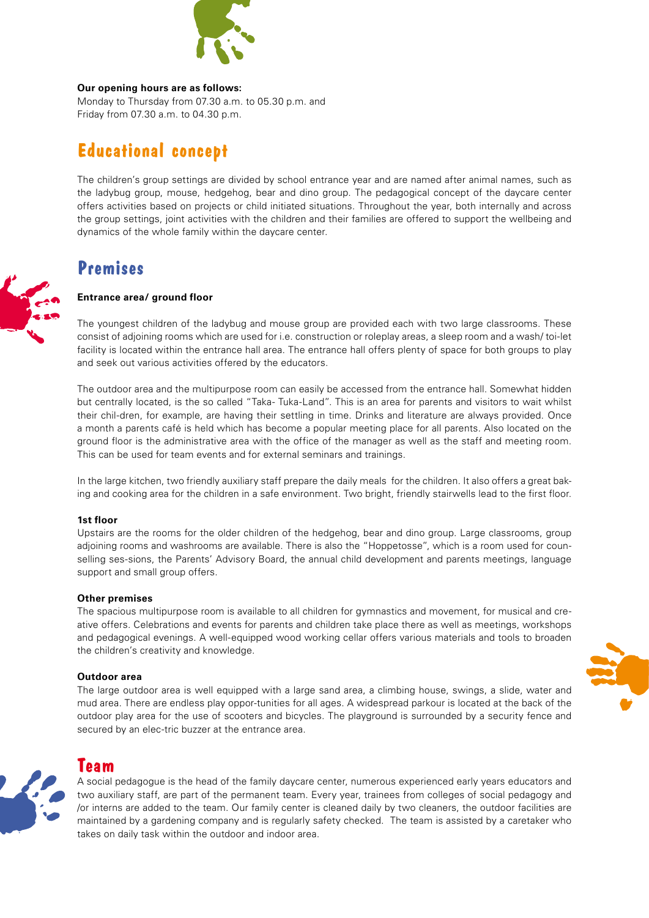**Our opening hours are as follows:**
Monday to Thursday from 07.30 a.m. to 05.30 p.m. and
Friday from 07.30 a.m. to 04.30 p.m.

## Educational concept

The children's group settings are divided by school entrance year and are named after animal names, such as the ladybug group, mouse, hedgehog, bear and dino group. The pedagogical concept of the daycare center offers activities based on projects or child initiated situations. Throughout the year, both internally and across the group settings, joint activities with the children and their families are offered to support the wellbeing and dynamics of the whole family within the daycare center.

## Premises

**Entrance area/ ground floor**

The youngest children of the ladybug and mouse group are provided each with two large classrooms. These consist of adjoining rooms which are used for i.e. construction or roleplay areas, a sleep room and a wash/ toi-let facility is located within the entrance hall area. The entrance hall offers plenty of space for both groups to play and seek out various activities offered by the educators.

The outdoor area and the multipurpose room can easily be accessed from the entrance hall. Somewhat hidden but centrally located, is the so called "Taka- Tuka-Land". This is an area for parents and visitors to wait whilst their chil-dren, for example, are having their settling in time. Drinks and literature are always provided. Once a month a parents café is held which has become a popular meeting place for all parents. Also located on the ground floor is the administrative area with the office of the manager as well as the staff and meeting room. This can be used for team events and for external seminars and trainings.

In the large kitchen, two friendly auxiliary staff prepare the daily meals for the children. It also offers a great baking and cooking area for the children in a safe environment. Two bright, friendly stairwells lead to the first floor.

**1st floor**
Upstairs are the rooms for the older children of the hedgehog, bear and dino group. Large classrooms, group adjoining rooms and washrooms are available. There is also the "Hoppetosse", which is a room used for counselling ses-sions, the Parents' Advisory Board, the annual child development and parents meetings, language support and small group offers.

**Other premises**
The spacious multipurpose room is available to all children for gymnastics and movement, for musical and creative offers. Celebrations and events for parents and children take place there as well as meetings, workshops and pedagogical evenings. A well-equipped wood working cellar offers various materials and tools to broaden the children's creativity and knowledge.

**Outdoor area**
The large outdoor area is well equipped with a large sand area, a climbing house, swings, a slide, water and mud area. There are endless play oppor-tunities for all ages. A widespread parkour is located at the back of the outdoor play area for the use of scooters and bicycles. The playground is surrounded by a security fence and secured by an elec-tric buzzer at the entrance area.

## Team

A social pedagogue is the head of the family daycare center, numerous experienced early years educators and two auxiliary staff, are part of the permanent team. Every year, trainees from colleges of social pedagogy and /or interns are added to the team. Our family center is cleaned daily by two cleaners, the outdoor facilities are maintained by a gardening company and is regularly safety checked. The team is assisted by a caretaker who takes on daily task within the outdoor and indoor area.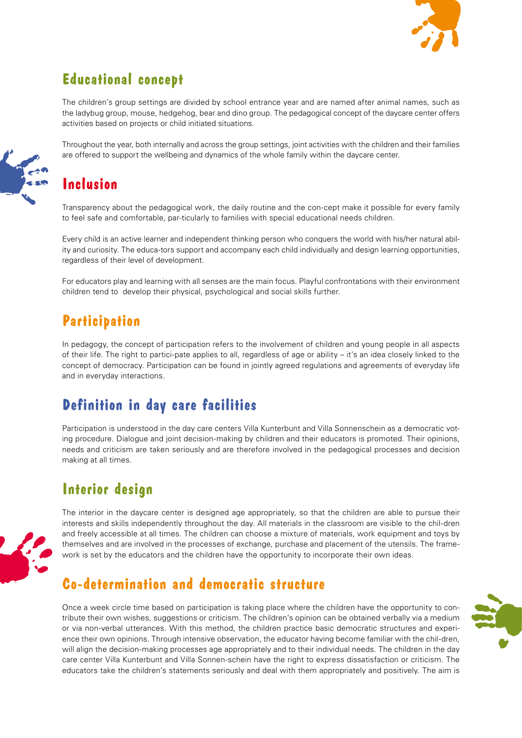## Educational concept

The children's group settings are divided by school entrance year and are named after animal names, such as the ladybug group, mouse, hedgehog, bear and dino group. The pedagogical concept of the daycare center offers activities based on projects or child initiated situations.

Throughout the year, both internally and across the group settings, joint activities with the children and their families are offered to support the wellbeing and dynamics of the whole family within the daycare center.

## Inclusion

Transparency about the pedagogical work, the daily routine and the con-cept make it possible for every family to feel safe and comfortable, par-ticularly to families with special educational needs children.

Every child is an active learner and independent thinking person who conquers the world with his/her natural ability and curiosity. The educa-tors support and accompany each child individually and design learning opportunities, regardless of their level of development.

For educators play and learning with all senses are the main focus. Playful confrontations with their environment children tend to develop their physical, psychological and social skills further.

## Participation

In pedagogy, the concept of participation refers to the involvement of children and young people in all aspects of their life. The right to partici-pate applies to all, regardless of age or ability – it's an idea closely linked to the concept of democracy. Participation can be found in jointly agreed regulations and agreements of everyday life and in everyday interactions.

## Definition in day care facilities

Participation is understood in the day care centers Villa Kunterbunt and Villa Sonnenschein as a democratic voting procedure. Dialogue and joint decision-making by children and their educators is promoted. Their opinions, needs and criticism are taken seriously and are therefore involved in the pedagogical processes and decision making at all times.

## Interior design

The interior in the daycare center is designed age appropriately, so that the children are able to pursue their interests and skills independently throughout the day. All materials in the classroom are visible to the chil-dren and freely accessible at all times. The children can choose a mixture of materials, work equipment and toys by themselves and are involved in the processes of exchange, purchase and placement of the utensils. The framework is set by the educators and the children have the opportunity to incorporate their own ideas.

## Co-determination and democratic structure

Once a week circle time based on participation is taking place where the children have the opportunity to contribute their own wishes, suggestions or criticism. The children's opinion can be obtained verbally via a medium or via non-verbal utterances. With this method, the children practice basic democratic structures and experience their own opinions. Through intensive observation, the educator having become familiar with the chil-dren, will align the decision-making processes age appropriately and to their individual needs. The children in the day care center Villa Kunterbunt and Villa Sonnen-schein have the right to express dissatisfaction or criticism. The educators take the children's statements seriously and deal with them appropriately and positively. The aim is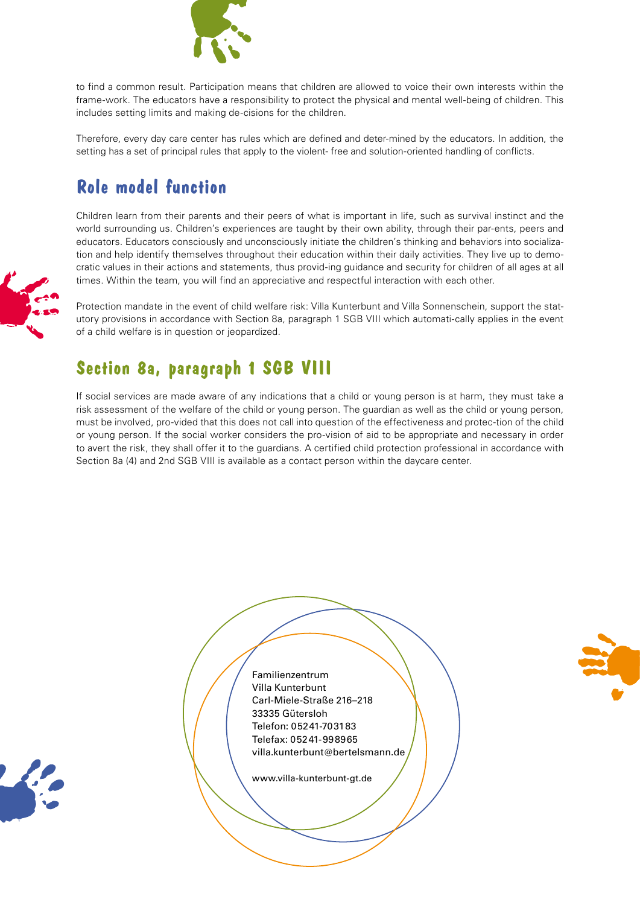to find a common result. Participation means that children are allowed to voice their own interests within the frame-work. The educators have a responsibility to protect the physical and mental well-being of children. This includes setting limits and making de-cisions for the children.

Therefore, every day care center has rules which are defined and deter-mined by the educators. In addition, the setting has a set of principal rules that apply to the violent- free and solution-oriented handling of conflicts.

## Role model function

Children learn from their parents and their peers of what is important in life, such as survival instinct and the world surrounding us. Children's experiences are taught by their own ability, through their par-ents, peers and educators. Educators consciously and unconsciously initiate the children's thinking and behaviors into socialization and help identify themselves throughout their education within their daily activities. They live up to democratic values in their actions and statements, thus provid-ing guidance and security for children of all ages at all times. Within the team, you will find an appreciative and respectful interaction with each other.

Protection mandate in the event of child welfare risk: Villa Kunterbunt and Villa Sonnenschein, support the statutory provisions in accordance with Section 8a, paragraph 1 SGB VIII which automati-cally applies in the event of a child welfare is in question or jeopardized.

## Section 8a, paragraph 1 SGB VIII

If social services are made aware of any indications that a child or young person is at harm, they must take a risk assessment of the welfare of the child or young person. The guardian as well as the child or young person, must be involved, pro-vided that this does not call into question of the effectiveness and protec-tion of the child or young person. If the social worker considers the pro-vision of aid to be appropriate and necessary in order to avert the risk, they shall offer it to the guardians. A certified child protection professional in accordance with Section 8a (4) and 2nd SGB VIII is available as a contact person within the daycare center.

Familienzentrum
Villa Kunterbunt
Carl-Miele-Straße 216–218
33335 Gütersloh
Telefon: 05241-703183
Telefax: 05241-998965
villa.kunterbunt@bertelsmann.de

www.villa-kunterbunt-gt.de